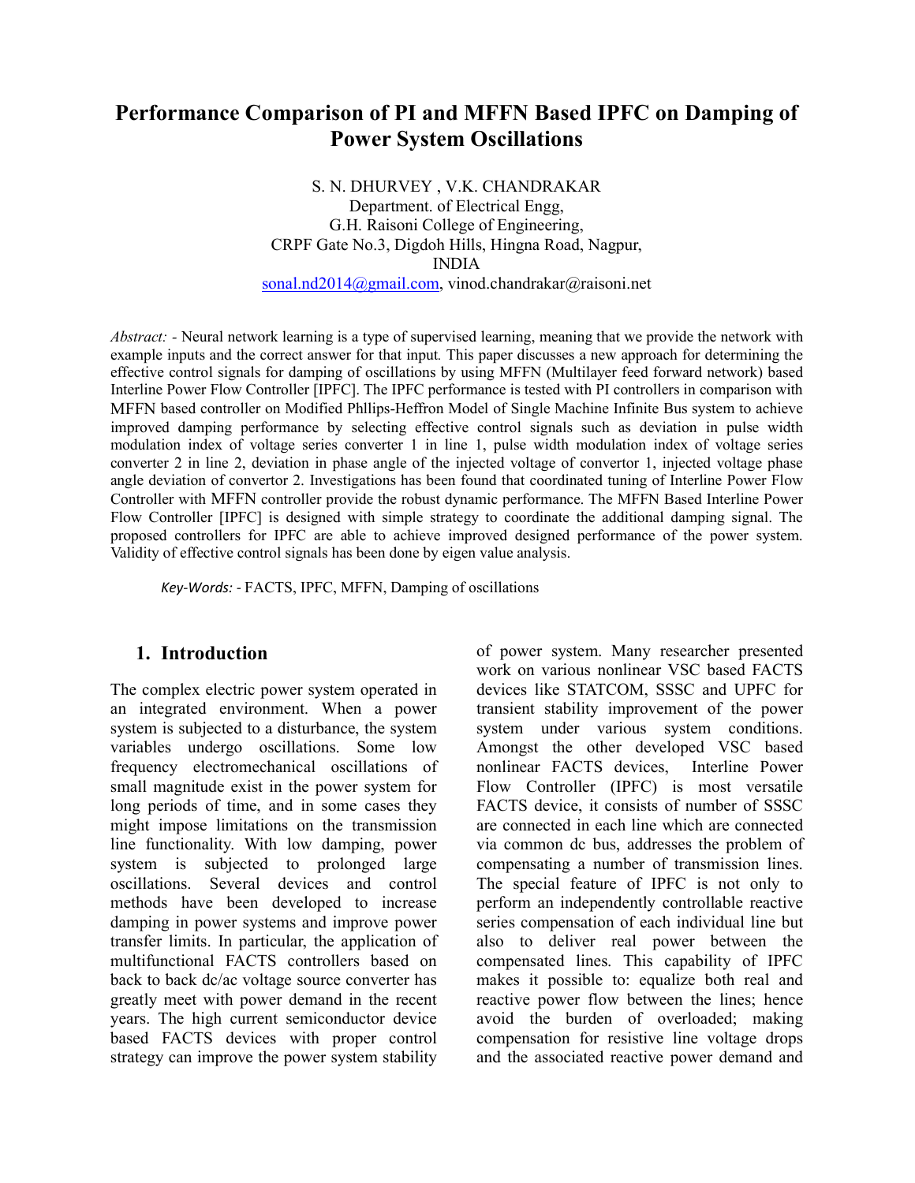# Performance Comparison of PI and MFFN Based IPFC on Damping of Power System Oscillations

S. N. DHURVEY , V.K. CHANDRAKAR
Department. of Electrical Engg,
G.H. Raisoni College of Engineering,
CRPF Gate No.3, Digdoh Hills, Hingna Road, Nagpur,
INDIA
sonal.nd2014@gmail.com, vinod.chandrakar@raisoni.net

*Abstract: -* Neural network learning is a type of supervised learning, meaning that we provide the network with example inputs and the correct answer for that input. This paper discusses a new approach for determining the effective control signals for damping of oscillations by using MFFN (Multilayer feed forward network) based Interline Power Flow Controller [IPFC]. The IPFC performance is tested with PI controllers in comparison with MFFN based controller on Modified Phllips-Heffron Model of Single Machine Infinite Bus system to achieve improved damping performance by selecting effective control signals such as deviation in pulse width modulation index of voltage series converter 1 in line 1, pulse width modulation index of voltage series converter 2 in line 2, deviation in phase angle of the injected voltage of convertor 1, injected voltage phase angle deviation of convertor 2. Investigations has been found that coordinated tuning of Interline Power Flow Controller with MFFN controller provide the robust dynamic performance. The MFFN Based Interline Power Flow Controller [IPFC] is designed with simple strategy to coordinate the additional damping signal. The proposed controllers for IPFC are able to achieve improved designed performance of the power system. Validity of effective control signals has been done by eigen value analysis.

*Key-Words:* - FACTS, IPFC, MFFN, Damping of oscillations

## 1. Introduction

The complex electric power system operated in an integrated environment. When a power system is subjected to a disturbance, the system variables undergo oscillations. Some low frequency electromechanical oscillations of small magnitude exist in the power system for long periods of time, and in some cases they might impose limitations on the transmission line functionality. With low damping, power system is subjected to prolonged large oscillations. Several devices and control methods have been developed to increase damping in power systems and improve power transfer limits. In particular, the application of multifunctional FACTS controllers based on back to back dc/ac voltage source converter has greatly meet with power demand in the recent years. The high current semiconductor device based FACTS devices with proper control strategy can improve the power system stability of power system. Many researcher presented work on various nonlinear VSC based FACTS devices like STATCOM, SSSC and UPFC for transient stability improvement of the power system under various system conditions. Amongst the other developed VSC based nonlinear FACTS devices, Interline Power Flow Controller (IPFC) is most versatile FACTS device, it consists of number of SSSC are connected in each line which are connected via common dc bus, addresses the problem of compensating a number of transmission lines. The special feature of IPFC is not only to perform an independently controllable reactive series compensation of each individual line but also to deliver real power between the compensated lines. This capability of IPFC makes it possible to: equalize both real and reactive power flow between the lines; hence avoid the burden of overloaded; making compensation for resistive line voltage drops and the associated reactive power demand and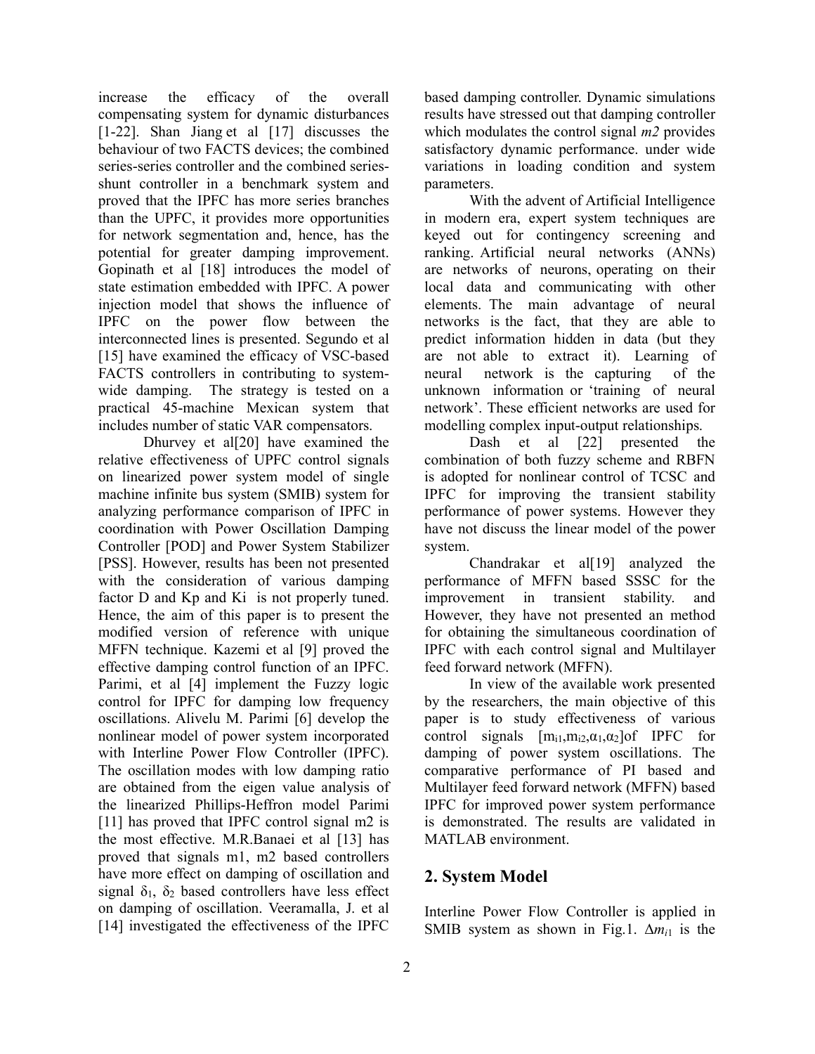increase the efficacy of the overall compensating system for dynamic disturbances [1-22]. Shan Jiang et al [17] discusses the behaviour of two FACTS devices; the combined series-series controller and the combined series-shunt controller in a benchmark system and proved that the IPFC has more series branches than the UPFC, it provides more opportunities for network segmentation and, hence, has the potential for greater damping improvement. Gopinath et al [18] introduces the model of state estimation embedded with IPFC. A power injection model that shows the influence of IPFC on the power flow between the interconnected lines is presented. Segundo et al [15] have examined the efficacy of VSC-based FACTS controllers in contributing to system-wide damping. The strategy is tested on a practical 45-machine Mexican system that includes number of static VAR compensators.

Dhurvey et al[20] have examined the relative effectiveness of UPFC control signals on linearized power system model of single machine infinite bus system (SMIB) system for analyzing performance comparison of IPFC in coordination with Power Oscillation Damping Controller [POD] and Power System Stabilizer [PSS]. However, results has been not presented with the consideration of various damping factor D and Kp and Ki is not properly tuned. Hence, the aim of this paper is to present the modified version of reference with unique MFFN technique. Kazemi et al [9] proved the effective damping control function of an IPFC. Parimi, et al [4] implement the Fuzzy logic control for IPFC for damping low frequency oscillations. Alivelu M. Parimi [6] develop the nonlinear model of power system incorporated with Interline Power Flow Controller (IPFC). The oscillation modes with low damping ratio are obtained from the eigen value analysis of the linearized Phillips-Heffron model Parimi [11] has proved that IPFC control signal m2 is the most effective. M.R.Banaei et al [13] has proved that signals m1, m2 based controllers have more effect on damping of oscillation and signal $\delta_1$, $\delta_2$ based controllers have less effect on damping of oscillation. Veeramalla, J. et al [14] investigated the effectiveness of the IPFC based damping controller. Dynamic simulations results have stressed out that damping controller which modulates the control signal *m2* provides satisfactory dynamic performance. under wide variations in loading condition and system parameters.

With the advent of Artificial Intelligence in modern era, expert system techniques are keyed out for contingency screening and ranking. Artificial neural networks (ANNs) are networks of neurons, operating on their local data and communicating with other elements. The main advantage of neural networks is the fact, that they are able to predict information hidden in data (but they are not able to extract it). Learning of neural network is the capturing of the unknown information or 'training of neural network'. These efficient networks are used for modelling complex input-output relationships.

Dash et al [22] presented the combination of both fuzzy scheme and RBFN is adopted for nonlinear control of TCSC and IPFC for improving the transient stability performance of power systems. However they have not discuss the linear model of the power system.

Chandrakar et al[19] analyzed the performance of MFFN based SSSC for the improvement in transient stability. and However, they have not presented an method for obtaining the simultaneous coordination of IPFC with each control signal and Multilayer feed forward network (MFFN).

In view of the available work presented by the researchers, the main objective of this paper is to study effectiveness of various control signals $[m_{i1}, m_{i2}, \alpha_1, \alpha_2]$of IPFC for damping of power system oscillations. The comparative performance of PI based and Multilayer feed forward network (MFFN) based IPFC for improved power system performance is demonstrated. The results are validated in MATLAB environment.

## 2. System Model

Interline Power Flow Controller is applied in SMIB system as shown in Fig.1. $\Delta m_{i1}$ is the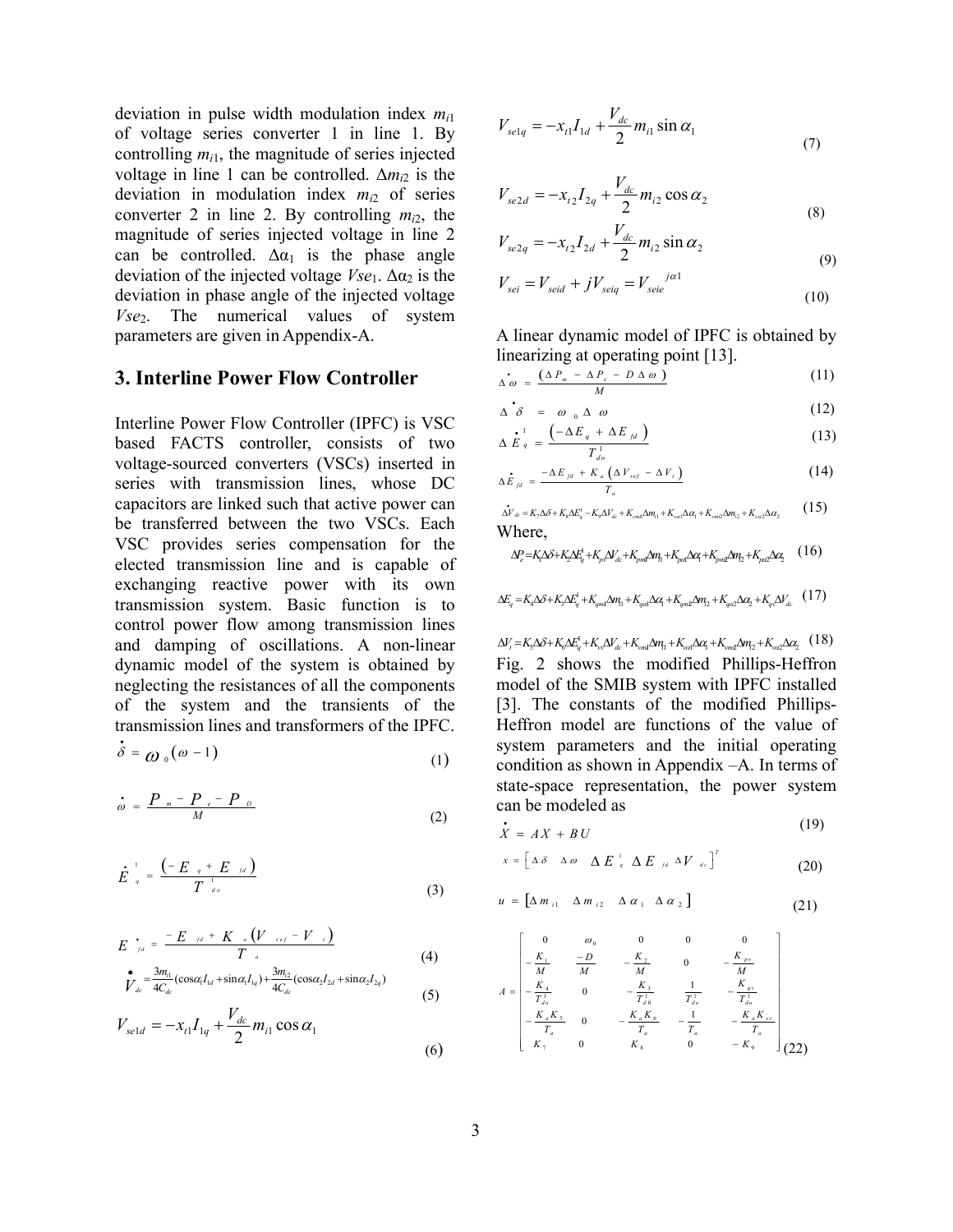deviation in pulse width modulation index $m_{i1}$ of voltage series converter 1 in line 1. By controlling $m_{i1}$, the magnitude of series injected voltage in line 1 can be controlled. $\Delta m_{i2}$ is the deviation in modulation index $m_{i2}$ of series converter 2 in line 2. By controlling $m_{i2}$, the magnitude of series injected voltage in line 2 can be controlled. $\Delta\alpha_1$ is the phase angle deviation of the injected voltage $Vse_1$. $\Delta\alpha_2$ is the deviation in phase angle of the injected voltage $Vse_2$. The numerical values of system parameters are given in Appendix-A.

## 3. Interline Power Flow Controller

Interline Power Flow Controller (IPFC) is VSC based FACTS controller, consists of two voltage-sourced converters (VSCs) inserted in series with transmission lines, whose DC capacitors are linked such that active power can be transferred between the two VSCs. Each VSC provides series compensation for the elected transmission line and is capable of exchanging reactive power with its own transmission system. Basic function is to control power flow among transmission lines and damping of oscillations. A non-linear dynamic model of the system is obtained by neglecting the resistances of all the components of the system and the transients of the transmission lines and transformers of the IPFC.

$$\dot{\delta} = \omega_0(\omega - 1) \tag{1}$$

$$\dot{\omega} = \frac{P_m - P_e - P_D}{M} \tag{2}$$

$$\dot{E}_q^1 = \frac{(-E_q + E_{fd})}{T_{do}^1} \tag{3}$$

$$\dot{E}_{fd} = \frac{-E_{fd} + K_a(V_{ref} - V_t)}{T_a} \tag{4}$$

$$\dot{V}_{dc} = \frac{3m_{i1}}{4C_{dc}}(\cos\alpha_1 I_{1d} + \sin\alpha_1 I_{1q}) + \frac{3m_{i2}}{4C_{dc}}(\cos\alpha_2 I_{2d} + \sin\alpha_2 I_{2q}) \tag{5}$$

$$V_{se1d} = -x_{t1}I_{1q} + \frac{V_{dc}}{2}m_{i1}\cos\alpha_1 \tag{6}$$

$$V_{se1q} = -x_{t1}I_{1d} + \frac{V_{dc}}{2}m_{i1}\sin\alpha_1 \tag{7}$$

$$V_{se2d} = -x_{t2}I_{2q} + \frac{V_{dc}}{2}m_{i2}\cos\alpha_2 \tag{8}$$

$$V_{se2q} = -x_{t2}I_{2d} + \frac{V_{dc}}{2}m_{i2}\sin\alpha_2 \tag{9}$$

$$V_{sei} = V_{seid} + jV_{seiq} = V_{seie}^{\ j\alpha 1} \tag{10}$$

A linear dynamic model of IPFC is obtained by linearizing at operating point [13].

$$\Delta\dot{\omega} = \frac{(\Delta P_m - \Delta P_e - D\Delta\omega)}{M} \tag{11}$$

$$\Delta\dot{\delta} = \omega_0\Delta\omega \tag{12}$$

$$\Delta\dot{E}_q^1 = \frac{(-\Delta E_q + \Delta E_{fd})}{T_{do}^1} \tag{13}$$

$$\Delta\dot{E}_{fd} = \frac{-\Delta E_{fd} + K_a(\Delta V_{ref} - \Delta V_t)}{T_a} \tag{14}$$

$$\Delta\dot{V}_{dc} = K_7\Delta\delta + K_8\Delta E_q^1 - K_9\Delta V_{dc} + K_{cmi1}\Delta m_{i1} + K_{ca1}\Delta\alpha_1 + K_{cmi2}\Delta m_{i2} + K_{ca2}\Delta\alpha_2 \tag{15}$$

Where,

$$\Delta P_e = K_1\Delta\delta + K_2\Delta E_q^1 + K_{pv}\Delta V_{dc} + K_{pmi1}\Delta m_{i1} + K_{pa1}\Delta\alpha_1 + K_{pmi2}\Delta m_{i2} + K_{pa2}\Delta\alpha_2 \tag{16}$$

$$\Delta E_q = K_4\Delta\delta + K_3\Delta E_q^1 + K_{qmi1}\Delta m_{i1} + K_{qa1}\Delta\alpha_1 + K_{qmi2}\Delta m_{i2} + K_{qa2}\Delta\alpha_2 + K_{qv}\Delta V_{dc} \tag{17}$$

$$\Delta V_t = K_5\Delta\delta + K_6\Delta E_q^1 + K_{vv}\Delta V_{dc} + K_{vmi1}\Delta m_{i1} + K_{va1}\Delta\alpha_1 + K_{vmi2}\Delta m_{i2} + K_{va2}\Delta\alpha_2 \tag{18}$$

Fig. 2 shows the modified Phillips-Heffron model of the SMIB system with IPFC installed [3]. The constants of the modified Phillips-Heffron model are functions of the value of system parameters and the initial operating condition as shown in Appendix –A. In terms of state-space representation, the power system can be modeled as

$$\dot{X} = AX + BU \tag{19}$$

$$x = \left[\Delta\delta \quad \Delta\omega \quad \Delta E_q^1 \quad \Delta E_{fd} \quad \Delta V_{dc}\right]^T \tag{20}$$

$$u = \left[\Delta m_{i1} \quad \Delta m_{i2} \quad \Delta\alpha_1 \quad \Delta\alpha_2\right] \tag{21}$$

$$A = \begin{bmatrix} 0 & \omega_0 & 0 & 0 & 0 \\ -\frac{K_1}{M} & \frac{-D}{M} & -\frac{K_2}{M} & 0 & -\frac{K_{pv}}{M} \\ -\frac{K_4}{T_{do}^1} & 0 & -\frac{K_3}{T_{d0}^1} & \frac{1}{T_{do}^1} & -\frac{K_{qv}}{T_{do}^1} \\ -\frac{K_aK_5}{T_a} & 0 & -\frac{K_aK_6}{T_a} & -\frac{1}{T_a} & -\frac{K_aK_{vv}}{T_a} \\ K_7 & 0 & K_8 & 0 & -K_9 \end{bmatrix} \tag{22}$$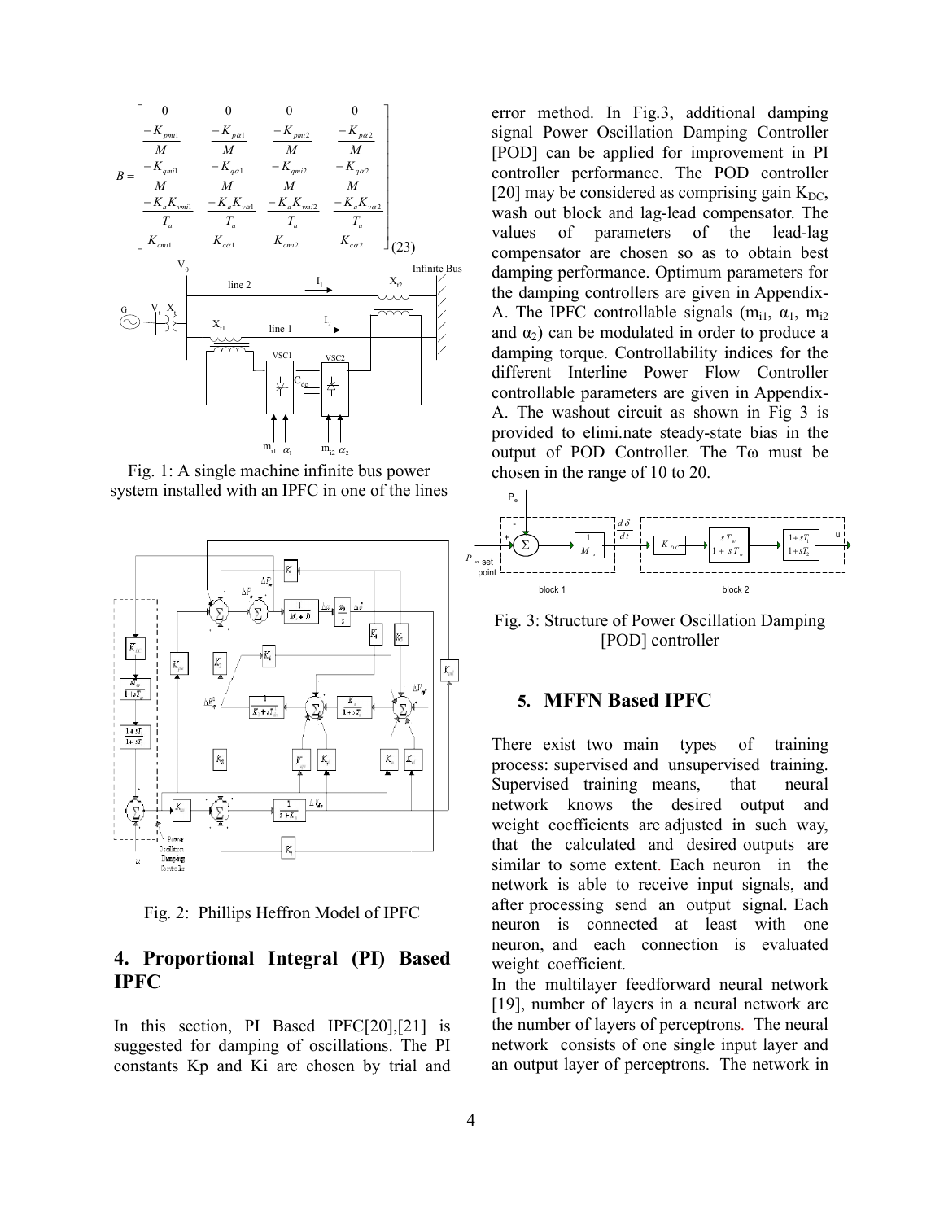$$B = \begin{bmatrix} 0 & 0 & 0 & 0 \\ \frac{-K_{pmi1}}{M} & \frac{-K_{p\alpha 1}}{M} & \frac{-K_{pmi2}}{M} & \frac{-K_{p\alpha 2}}{M} \\ \frac{-K_{qmi1}}{M} & \frac{-K_{q\alpha 1}}{M} & \frac{-K_{qmi2}}{M} & \frac{-K_{q\alpha 2}}{M} \\ \frac{-K_a K_{vmi1}}{T_a} & \frac{-K_a K_{v\alpha 1}}{T_a} & \frac{-K_a K_{vmi2}}{T_a} & \frac{-K_a K_{v\alpha 2}}{T_a} \\ K_{cmi1} & K_{c\alpha 1} & K_{cmi2} & K_{c\alpha 2} \end{bmatrix} \quad (23)$$

$V_0$

Infinite Bus

line 2

$I_1$

$X_{t2}$

G

$V_t$ $X$

$X_{t1}$

line 1

$I_2$

VSC1

VSC2

$C_{dc}$

$m_{i1}$ $\alpha_1$ $m_{i2}$ $\alpha_2$

Fig. 1: A single machine infinite bus power system installed with an IPFC in one of the lines

Fig. 2: Phillips Heffron Model of IPFC

## 4. Proportional Integral (PI) Based IPFC

In this section, PI Based IPFC[20],[21] is suggested for damping of oscillations. The PI constants Kp and Ki are chosen by trial and error method. In Fig.3, additional damping signal Power Oscillation Damping Controller [POD] can be applied for improvement in PI controller performance. The POD controller [20] may be considered as comprising gain $K_{DC}$, wash out block and lag-lead compensator. The values of parameters of the lead-lag compensator are chosen so as to obtain best damping performance. Optimum parameters for the damping controllers are given in Appendix-A. The IPFC controllable signals ($m_{i1}$, $\alpha_1$, $m_{i2}$ and $\alpha_2$) can be modulated in order to produce a damping torque. Controllability indices for the different Interline Power Flow Controller controllable parameters are given in Appendix-A. The washout circuit as shown in Fig 3 is provided to elimi.nate steady-state bias in the output of POD Controller. The $T\omega$ must be chosen in the range of 10 to 20.

$P_e$

$P_m$ set point

$\frac{1}{M_x}$

$\frac{d\delta}{dt}$

$K_{DC}$

$\frac{sT_w}{1+sT_w}$

$\frac{1+sT_1}{1+sT_2}$

u

block 1

block 2

Fig. 3: Structure of Power Oscillation Damping [POD] controller

## 5. MFFN Based IPFC

There exist two main types of training process: supervised and unsupervised training. Supervised training means, that neural network knows the desired output and weight coefficients are adjusted in such way, that the calculated and desired outputs are similar to some extent. Each neuron in the network is able to receive input signals, and after processing send an output signal. Each neuron is connected at least with one neuron, and each connection is evaluated weight coefficient.

In the multilayer feedforward neural network [19], number of layers in a neural network are the number of layers of perceptrons. The neural network consists of one single input layer and an output layer of perceptrons. The network in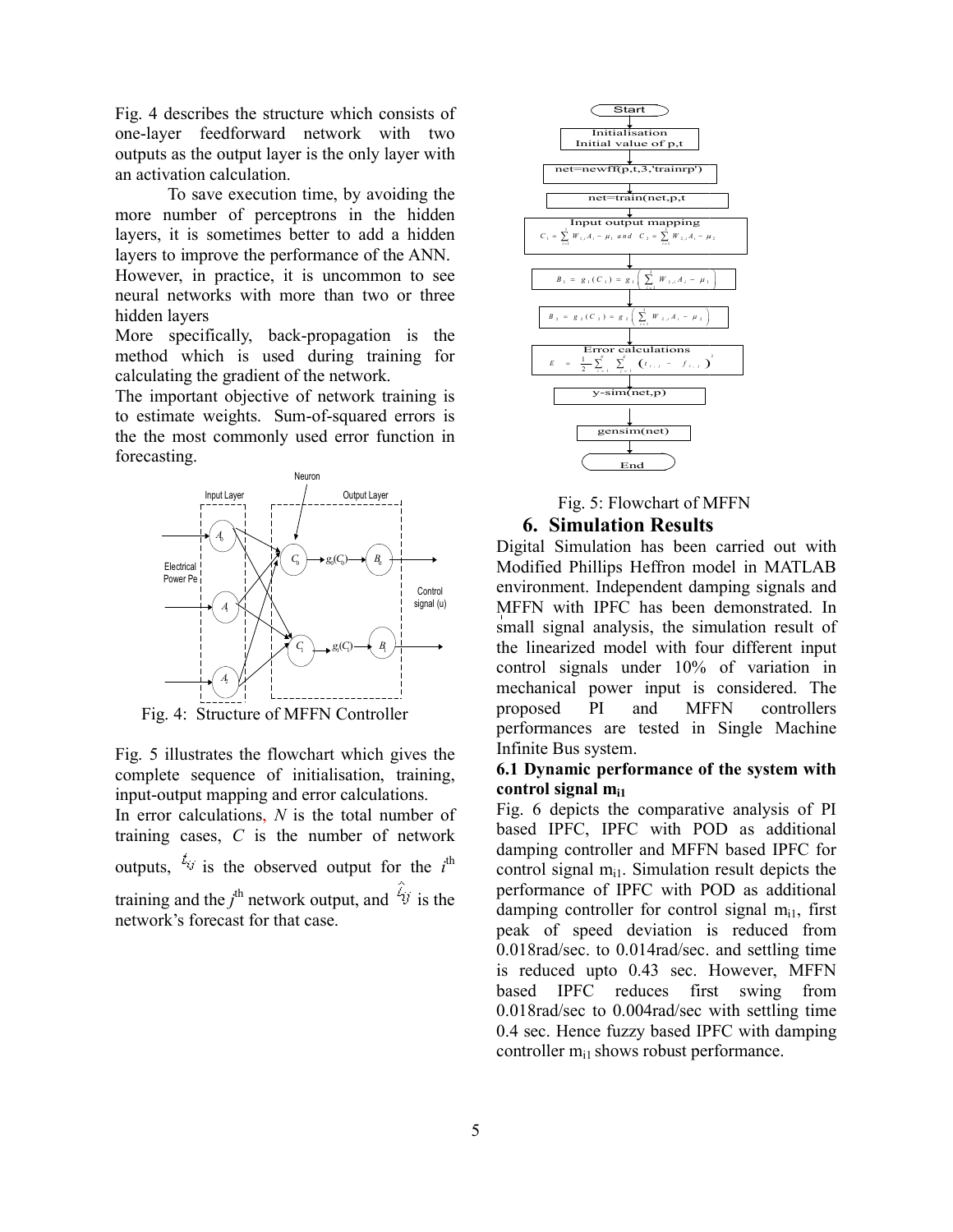Fig. 4 describes the structure which consists of one-layer feedforward network with two outputs as the output layer is the only layer with an activation calculation.

To save execution time, by avoiding the more number of perceptrons in the hidden layers, it is sometimes better to add a hidden layers to improve the performance of the ANN. However, in practice, it is uncommon to see neural networks with more than two or three hidden layers

More specifically, back-propagation is the method which is used during training for calculating the gradient of the network.

The important objective of network training is to estimate weights. Sum-of-squared errors is the the most commonly used error function in forecasting.

Neuron

Input Layer

Output Layer

Electrical Power Pe

$A_0$

$A_1$

$A_2$

$C_0$

$C_1$

$g_0(C_0)$

$g_1(C_1)$

$B_0$

$B_1$

Control signal (u)

Fig. 4: Structure of MFFN Controller

Fig. 5 illustrates the flowchart which gives the complete sequence of initialisation, training, input-output mapping and error calculations.

In error calculations, $N$ is the total number of training cases, $C$ is the number of network outputs, $t_{ij}$ is the observed output for the $i^{th}$ training and the $j^{th}$ network output, and $\hat{t}_{ij}$ is the network's forecast for that case.

Start

Initialisation
Initial value of p,t

net=newff(p,t,3,'trainrp')

net=train(net,p,t

Input output mapping

$C_1 = \sum_{i=1}^{3} W_{1,i} A_i - \mu_1 \; and \; C_2 = \sum_{i=1}^{3} W_{2,i} A_i - \mu_2$

$B_1 = g_1(C_1) = g_1\left(\sum_{i=1}^{3} W_{1,i} A_i - \mu_1\right)$

$B_2 = g_2(C_2) = g_2\left(\sum_{i=1}^{3} W_{2,i} A_i - \mu_2\right)$

Error calculations

$E = \frac{1}{2}\sum_{i=1}^{N}\sum_{j=1}^{C}\left(t_{i,j} - f_{i,j}\right)^2$

y-sim(net,p)

gensim(net)

End

Fig. 5: Flowchart of MFFN

## 6. Simulation Results

Digital Simulation has been carried out with Modified Phillips Heffron model in MATLAB environment. Independent damping signals and MFFN with IPFC has been demonstrated. In small signal analysis, the simulation result of the linearized model with four different input control signals under 10% of variation in mechanical power input is considered. The proposed PI and MFFN controllers performances are tested in Single Machine Infinite Bus system.

### 6.1 Dynamic performance of the system with control signal $m_{i1}$

Fig. 6 depicts the comparative analysis of PI based IPFC, IPFC with POD as additional damping controller and MFFN based IPFC for control signal $m_{i1}$. Simulation result depicts the performance of IPFC with POD as additional damping controller for control signal $m_{i1}$, first peak of speed deviation is reduced from 0.018rad/sec. to 0.014rad/sec. and settling time is reduced upto 0.43 sec. However, MFFN based IPFC reduces first swing from 0.018rad/sec to 0.004rad/sec with settling time 0.4 sec. Hence fuzzy based IPFC with damping controller $m_{i1}$ shows robust performance.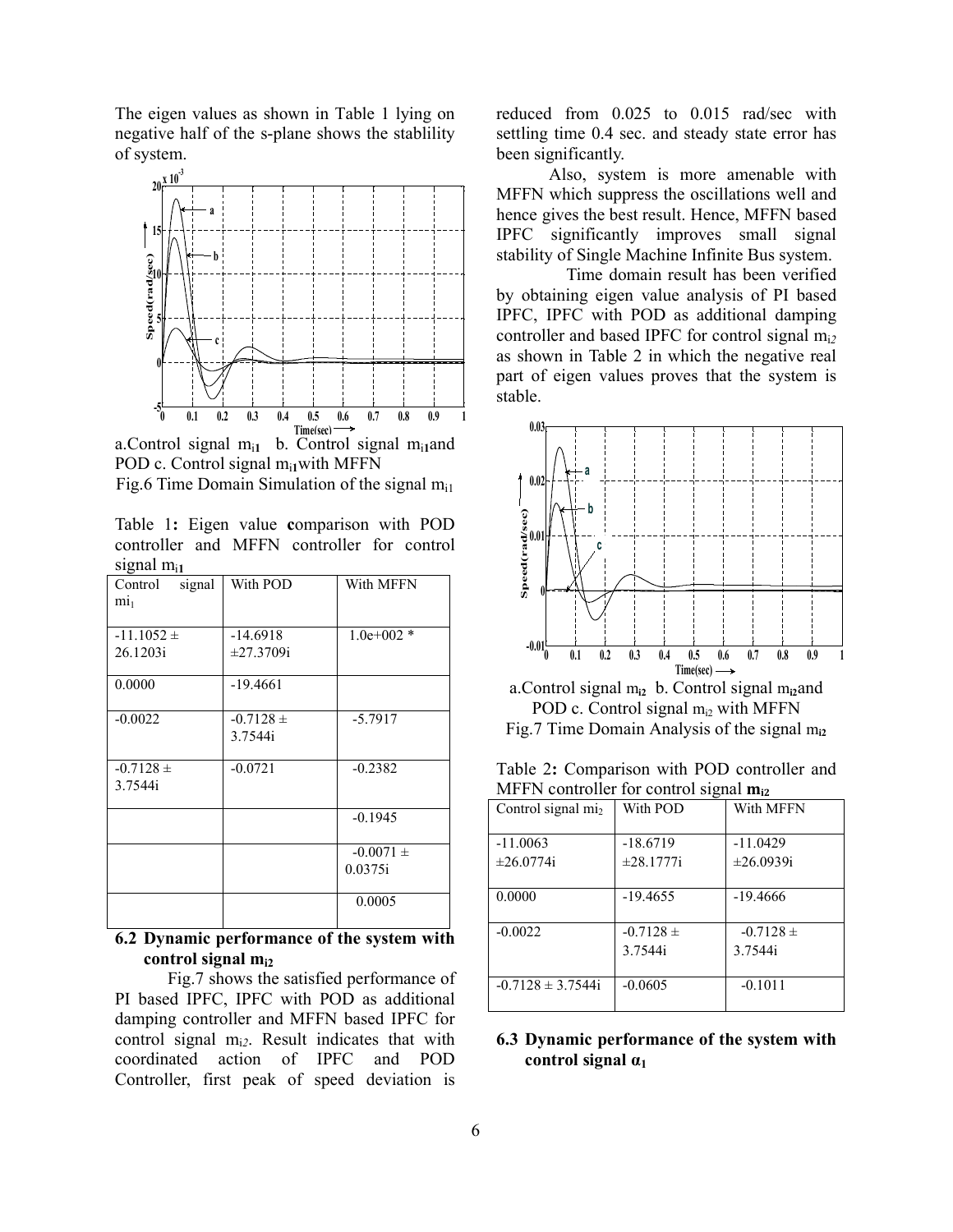The eigen values as shown in Table 1 lying on negative half of the s-plane shows the stablility of system.

x 10^-3
20
15
10
5
0
-5
Speed(rad/sec)
0 0.1 0.2 0.3 0.4 0.5 0.6 0.7 0.8 0.9 1
Time(sec)
a
b
c

a.Control signal $m_{i1}$ b. Control signal $m_{i1}$and POD c. Control signal $m_{i1}$with MFFN

Fig.6 Time Domain Simulation of the signal $m_{i1}$

Table 1**:** Eigen value **c**omparison with POD controller and MFFN controller for control signal $\mathbf{m_{i1}}$

| Control signal $mi_1$ | With POD | With MFFN |
|---|---|---|
| -11.1052 ± 26.1203i | -14.6918 ±27.3709i | 1.0e+002 * |
| 0.0000 | -19.4661 | |
| -0.0022 | -0.7128 ± 3.7544i | -5.7917 |
| -0.7128 ± 3.7544i | -0.0721 | -0.2382 |
| | | -0.1945 |
| | | -0.0071 ± 0.0375i |
| | | 0.0005 |

### 6.2 Dynamic performance of the system with control signal $m_{i2}$

Fig.7 shows the satisfied performance of PI based IPFC, IPFC with POD as additional damping controller and MFFN based IPFC for control signal $m_{i2}$. Result indicates that with coordinated action of IPFC and POD Controller, first peak of speed deviation is reduced from 0.025 to 0.015 rad/sec with settling time 0.4 sec. and steady state error has been significantly.

Also, system is more amenable with MFFN which suppress the oscillations well and hence gives the best result. Hence, MFFN based IPFC significantly improves small signal stability of Single Machine Infinite Bus system.

Time domain result has been verified by obtaining eigen value analysis of PI based IPFC, IPFC with POD as additional damping controller and based IPFC for control signal $m_{i2}$ as shown in Table 2 in which the negative real part of eigen values proves that the system is stable.

0.03
0.02
0.01
0
-0.01
Speed(rad/sec)
0 0.1 0.2 0.3 0.4 0.5 0.6 0.7 0.8 0.9 1
Time(sec)
a
b
c

a.Control signal $m_{i2}$ b. Control signal $m_{i2}$and POD c. Control signal $m_{i2}$ with MFFN

Fig.7 Time Domain Analysis of the signal $m_{i2}$

Table 2**:** Comparison with POD controller and MFFN controller for control signal $\mathbf{m_{i2}}$

| Control signal $mi_2$ | With POD | With MFFN |
|---|---|---|
| -11.0063 ±26.0774i | -18.6719 ±28.1777i | -11.0429 ±26.0939i |
| 0.0000 | -19.4655 | -19.4666 |
| -0.0022 | -0.7128 ± 3.7544i | -0.7128 ± 3.7544i |
| -0.7128 ± 3.7544i | -0.0605 | -0.1011 |

### 6.3 Dynamic performance of the system with control signal $\alpha_1$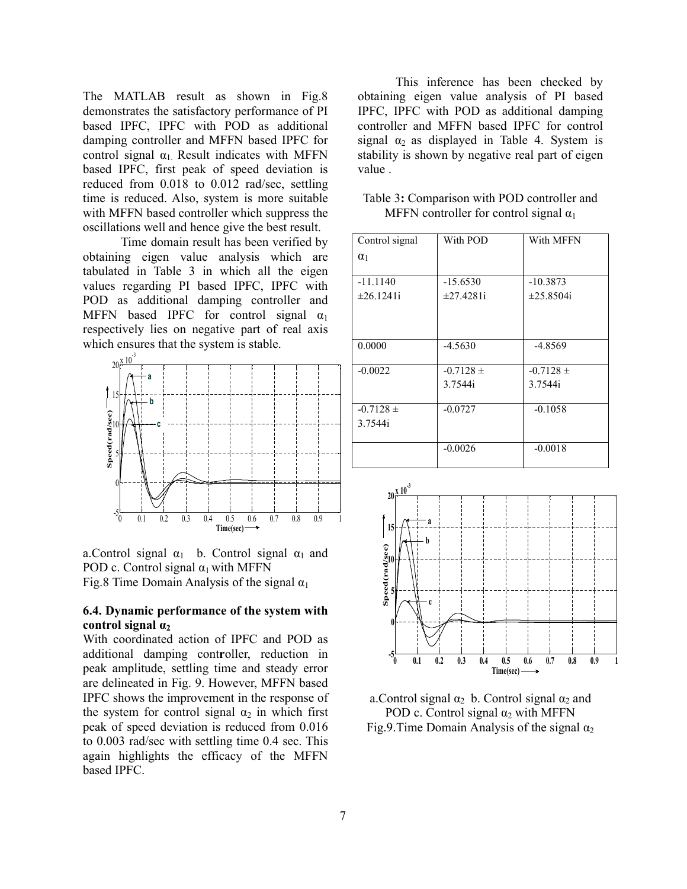The MATLAB result as shown in Fig.8 demonstrates the satisfactory performance of PI based IPFC, IPFC with POD as additional damping controller and MFFN based IPFC for control signal $\alpha_1$. Result indicates with MFFN based IPFC, first peak of speed deviation is reduced from 0.018 to 0.012 rad/sec, settling time is reduced. Also, system is more suitable with MFFN based controller which suppress the oscillations well and hence give the best result.

Time domain result has been verified by obtaining eigen value analysis which are tabulated in Table 3 in which all the eigen values regarding PI based IPFC, IPFC with POD as additional damping controller and MFFN based IPFC for control signal $\alpha_1$ respectively lies on negative part of real axis which ensures that the system is stable.

20 x 10$^{-3}$
15
10
5
0
-5
0 0.1 0.2 0.3 0.4 0.5 0.6 0.7 0.8 0.9 1
Speed(rad/sec)
Time(sec)
a
b
c

a.Control signal $\alpha_1$ b. Control signal $\alpha_1$ and POD c. Control signal $\alpha_1$ with MFFN
Fig.8 Time Domain Analysis of the signal $\alpha_1$

### 6.4. Dynamic performance of the system with control signal $\alpha_2$

With coordinated action of IPFC and POD as additional damping controller, reduction in peak amplitude, settling time and steady error are delineated in Fig. 9. However, MFFN based IPFC shows the improvement in the response of the system for control signal $\alpha_2$ in which first peak of speed deviation is reduced from 0.016 to 0.003 rad/sec with settling time 0.4 sec. This again highlights the efficacy of the MFFN based IPFC.

This inference has been checked by obtaining eigen value analysis of PI based IPFC, IPFC with POD as additional damping controller and MFFN based IPFC for control signal $\alpha_2$ as displayed in Table 4. System is stability is shown by negative real part of eigen value .

Table 3**:** Comparison with POD controller and MFFN controller for control signal $\alpha_1$

| Control signal $\alpha_1$ | With POD | With MFFN |
| --- | --- | --- |
| -11.1140 ±26.1241i | -15.6530 ±27.4281i | -10.3873 ±25.8504i |
| 0.0000 | -4.5630 | -4.8569 |
| -0.0022 | -0.7128 ± 3.7544i | -0.7128 ± 3.7544i |
| -0.7128 ± 3.7544i | -0.0727 | -0.1058 |
| | -0.0026 | -0.0018 |

20 x 10$^{-3}$
15
10
5
0
-5
0 0.1 0.2 0.3 0.4 0.5 0.6 0.7 0.8 0.9 1
Speed(rad/sec)
Time(sec)
a
b
c

a.Control signal $\alpha_2$ b. Control signal $\alpha_2$ and POD c. Control signal $\alpha_2$ with MFFN
Fig.9.Time Domain Analysis of the signal $\alpha_2$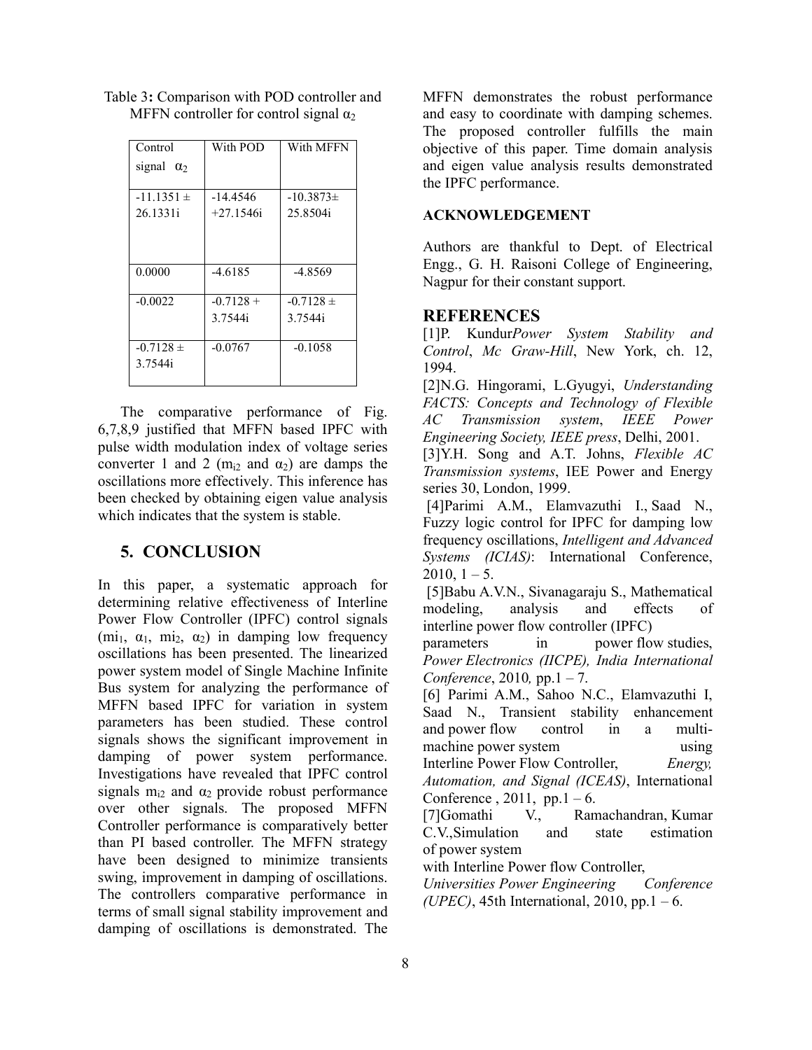Table 3: Comparison with POD controller and MFFN controller for control signal $\alpha_2$

| Control signal $\alpha_2$ | With POD | With MFFN |
|---|---|---|
| $-11.1351 \pm 26.1331i$ | $-14.4546 +27.1546i$ | $-10.3873 \pm 25.8504i$ |
| 0.0000 | -4.6185 | -4.8569 |
| -0.0022 | $-0.7128 + 3.7544i$ | $-0.7128 \pm 3.7544i$ |
| $-0.7128 \pm 3.7544i$ | -0.0767 | -0.1058 |

The comparative performance of Fig. 6,7,8,9 justified that MFFN based IPFC with pulse width modulation index of voltage series converter 1 and 2 ($m_{i2}$ and $\alpha_2$) are damps the oscillations more effectively. This inference has been checked by obtaining eigen value analysis which indicates that the system is stable.

## 5. CONCLUSION

In this paper, a systematic approach for determining relative effectiveness of Interline Power Flow Controller (IPFC) control signals ($mi_1$, $\alpha_1$, $mi_2$, $\alpha_2$) in damping low frequency oscillations has been presented. The linearized power system model of Single Machine Infinite Bus system for analyzing the performance of MFFN based IPFC for variation in system parameters has been studied. These control signals shows the significant improvement in damping of power system performance. Investigations have revealed that IPFC control signals $m_{i2}$ and $\alpha_2$ provide robust performance over other signals. The proposed MFFN Controller performance is comparatively better than PI based controller. The MFFN strategy have been designed to minimize transients swing, improvement in damping of oscillations. The controllers comparative performance in terms of small signal stability improvement and damping of oscillations is demonstrated. The MFFN demonstrates the robust performance and easy to coordinate with damping schemes. The proposed controller fulfills the main objective of this paper. Time domain analysis and eigen value analysis results demonstrated the IPFC performance.

## ACKNOWLEDGEMENT

Authors are thankful to Dept. of Electrical Engg., G. H. Raisoni College of Engineering, Nagpur for their constant support.

## REFERENCES

[1]P. Kundur*Power System Stability and Control*, *Mc Graw-Hill*, New York, ch. 12, 1994.

[2]N.G. Hingorami, L.Gyugyi, *Understanding FACTS: Concepts and Technology of Flexible AC Transmission system*, *IEEE Power Engineering Society, IEEE press*, Delhi, 2001.

[3]Y.H. Song and A.T. Johns, *Flexible AC Transmission systems*, IEE Power and Energy series 30, London, 1999.

[4]Parimi A.M., Elamvazuthi I., Saad N., Fuzzy logic control for IPFC for damping low frequency oscillations, *Intelligent and Advanced Systems (ICIAS)*: International Conference, 2010, 1 – 5.

[5]Babu A.V.N., Sivanagaraju S., Mathematical modeling, analysis and effects of interline power flow controller (IPFC) parameters in power flow studies, *Power Electronics (IICPE), India International Conference*, 2010*,* pp.1 – 7.

[6] Parimi A.M., Sahoo N.C., Elamvazuthi I, Saad N., Transient stability enhancement and power flow control in a multi-machine power system using Interline Power Flow Controller, *Energy, Automation, and Signal (ICEAS)*, International Conference , 2011, pp.1 – 6.

[7]Gomathi V., Ramachandran, Kumar C.V.,Simulation and state estimation of power system with Interline Power flow Controller, *Universities Power Engineering Conference (UPEC)*, 45th International, 2010, pp.1 – 6.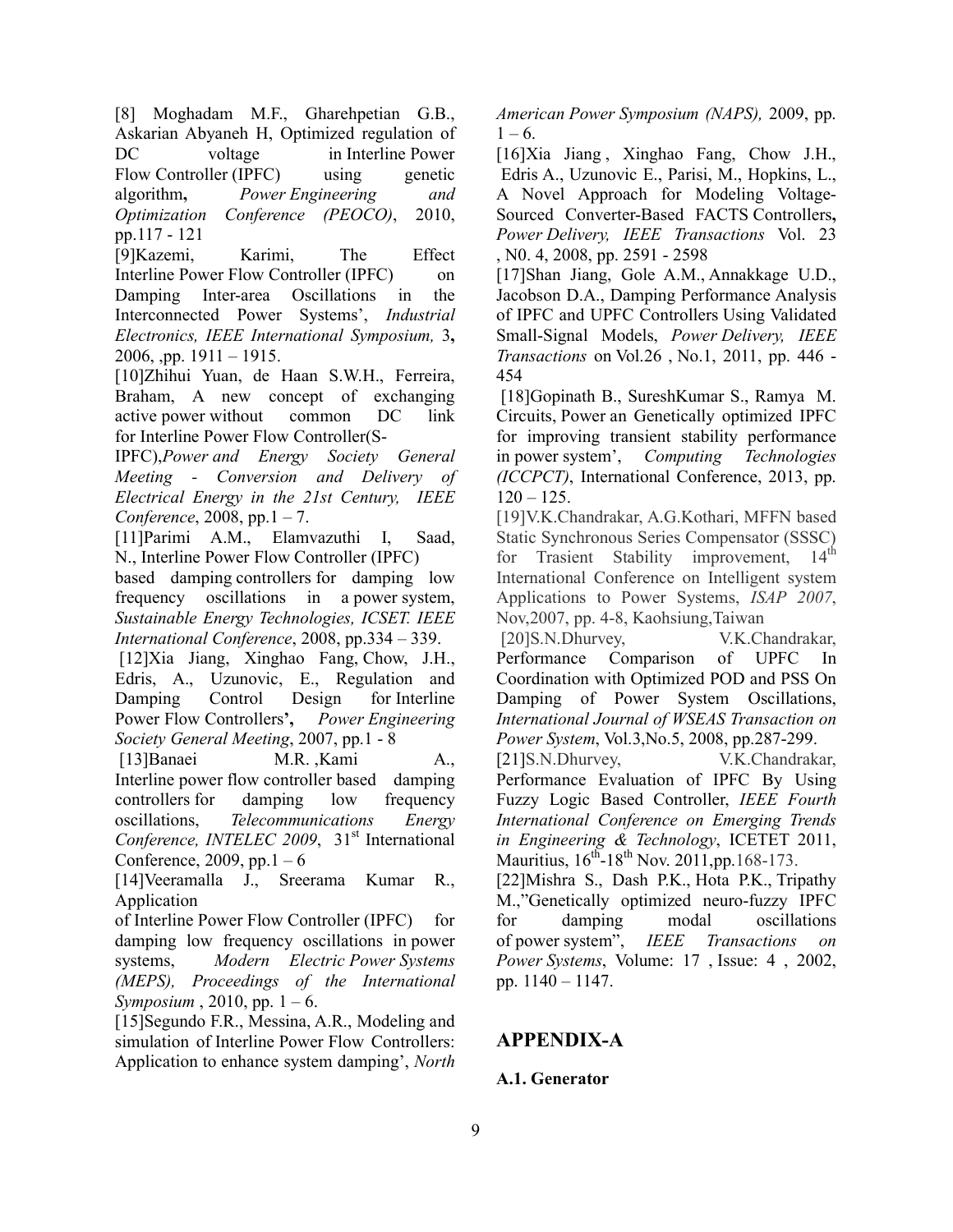[8] Moghadam M.F., Gharehpetian G.B., Askarian Abyaneh H, Optimized regulation of DC voltage in Interline Power Flow Controller (IPFC) using genetic algorithm**,** *Power Engineering and Optimization Conference (PEOCO)*, 2010, pp.117 - 121

[9]Kazemi, Karimi, The Effect Interline Power Flow Controller (IPFC) on Damping Inter-area Oscillations in the Interconnected Power Systems', *Industrial Electronics, IEEE International Symposium,* 3**,** 2006, ,pp. 1911 – 1915.

[10]Zhihui Yuan, de Haan S.W.H., Ferreira, Braham, A new concept of exchanging active power without common DC link for Interline Power Flow Controller(S-IPFC),*Power and Energy Society General Meeting - Conversion and Delivery of Electrical Energy in the 21st Century, IEEE Conference*, 2008, pp.1 – 7.

[11]Parimi A.M., Elamvazuthi I, Saad, N., Interline Power Flow Controller (IPFC) based damping controllers for damping low frequency oscillations in a power system, *Sustainable Energy Technologies, ICSET. IEEE International Conference*, 2008, pp.334 – 339.

[12]Xia Jiang, Xinghao Fang, Chow, J.H., Edris, A., Uzunovic, E., Regulation and Damping Control Design for Interline Power Flow Controllers**'**, *Power Engineering Society General Meeting*, 2007, pp.1 - 8

[13]Banaei M.R. ,Kami A., Interline power flow controller based damping controllers for damping low frequency oscillations, *Telecommunications Energy Conference, INTELEC 2009*, 31st International Conference, 2009, pp.1 – 6

[14]Veeramalla J., Sreerama Kumar R., Application of Interline Power Flow Controller (IPFC) for damping low frequency oscillations in power systems, *Modern Electric Power Systems (MEPS), Proceedings of the International Symposium* , 2010, pp. 1 – 6.

[15]Segundo F.R., Messina, A.R., Modeling and simulation of Interline Power Flow Controllers: Application to enhance system damping', *North American Power Symposium (NAPS),* 2009, pp. 1 – 6.

[16]Xia Jiang , Xinghao Fang, Chow J.H., Edris A., Uzunovic E., Parisi, M., Hopkins, L., A Novel Approach for Modeling Voltage-Sourced Converter-Based FACTS Controllers**,** *Power Delivery, IEEE Transactions* Vol. 23 , N0. 4, 2008, pp. 2591 - 2598

[17]Shan Jiang, Gole A.M., Annakkage U.D., Jacobson D.A., Damping Performance Analysis of IPFC and UPFC Controllers Using Validated Small-Signal Models, *Power Delivery, IEEE Transactions* on Vol.26 , No.1, 2011, pp. 446 - 454

[18]Gopinath B., SureshKumar S., Ramya M. Circuits, Power an Genetically optimized IPFC for improving transient stability performance in power system', *Computing Technologies (ICCPCT)*, International Conference, 2013, pp. 120 – 125.

[19]V.K.Chandrakar, A.G.Kothari, MFFN based Static Synchronous Series Compensator (SSSC) for Trasient Stability improvement, 14th International Conference on Intelligent system Applications to Power Systems, *ISAP 2007*, Nov,2007, pp. 4-8, Kaohsiung,Taiwan

[20]S.N.Dhurvey, V.K.Chandrakar, Performance Comparison of UPFC In Coordination with Optimized POD and PSS On Damping of Power System Oscillations, *International Journal of WSEAS Transaction on Power System*, Vol.3,No.5, 2008, pp.287-299.

[21]S.N.Dhurvey, V.K.Chandrakar, Performance Evaluation of IPFC By Using Fuzzy Logic Based Controller, *IEEE Fourth International Conference on Emerging Trends in Engineering & Technology*, ICETET 2011, Mauritius, 16th-18th Nov. 2011,pp.168-173.

[22]Mishra S., Dash P.K., Hota P.K., Tripathy M.,"Genetically optimized neuro-fuzzy IPFC for damping modal oscillations of power system", *IEEE Transactions on Power Systems*, Volume: 17 , Issue: 4 , 2002, pp. 1140 – 1147.

## APPENDIX-A

### A.1. Generator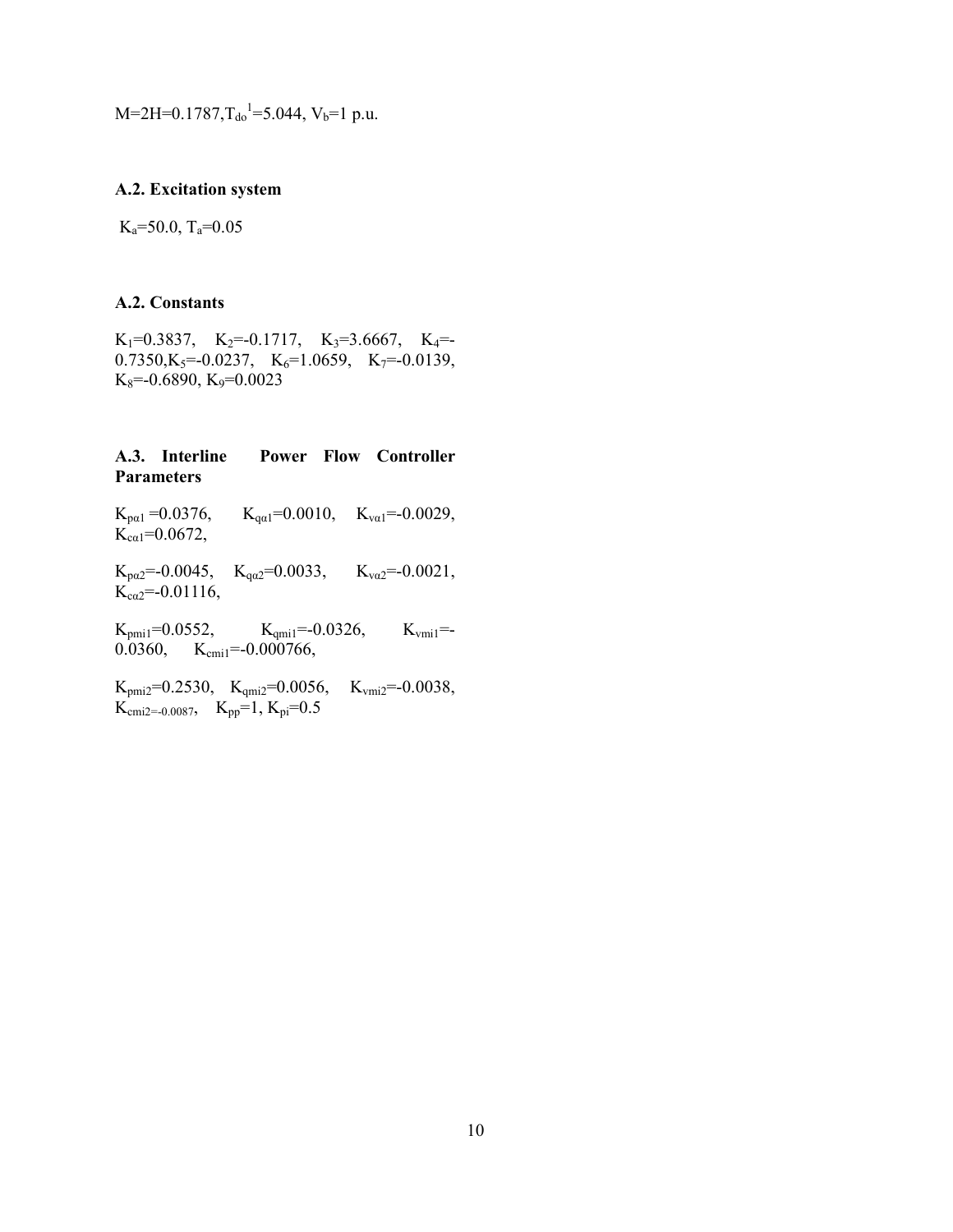$M=2H=0.1787, T_{do}^{1}=5.044$, $V_b=1$ p.u.

### A.2. Excitation system

$K_a=50.0$, $T_a=0.05$

### A.2. Constants

$K_1=0.3837$, $K_2=-0.1717$, $K_3=3.6667$, $K_4=-0.7350$, $K_5=-0.0237$, $K_6=1.0659$, $K_7=-0.0139$, $K_8=-0.6890$, $K_9=0.0023$

### A.3. Interline Power Flow Controller Parameters

$K_{p\alpha 1}=0.0376$, $K_{q\alpha 1}=0.0010$, $K_{v\alpha 1}=-0.0029$, $K_{c\alpha 1}=0.0672$,

$K_{p\alpha 2}=-0.0045$, $K_{q\alpha 2}=0.0033$, $K_{v\alpha 2}=-0.0021$, $K_{c\alpha 2}=-0.01116$,

$K_{pmi1}=0.0552$, $K_{qmi1}=-0.0326$, $K_{vmi1}=-0.0360$, $K_{cmi1}=-0.000766$,

$K_{pmi2}=0.2530$, $K_{qmi2}=0.0056$, $K_{vmi2}=-0.0038$, $K_{cmi2=-0.0087}$, $K_{pp}=1$, $K_{pi}=0.5$